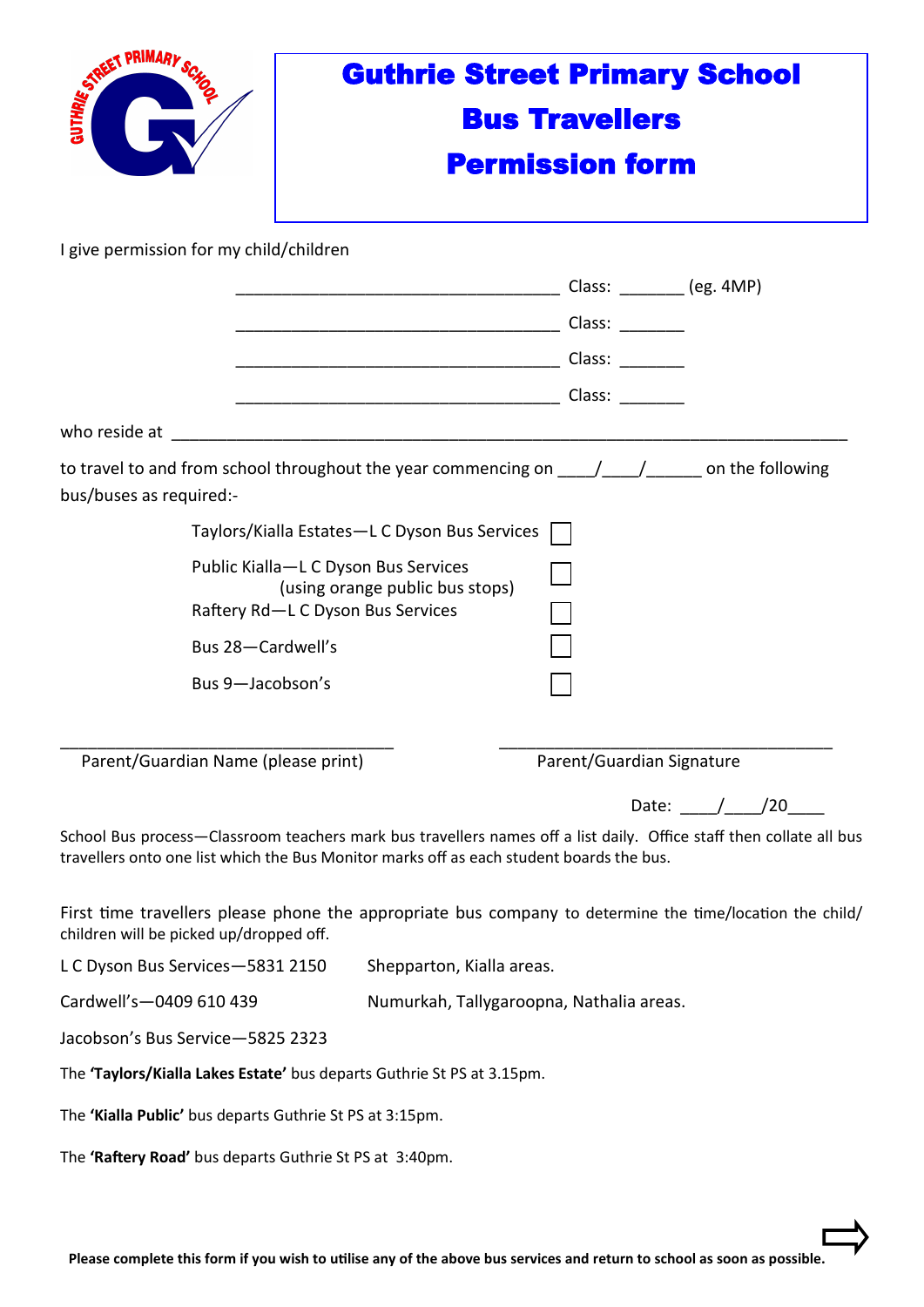# Guthrie Street Primary School

## Bus Travellers

## Permission form

I give permission for my child/children

_________________________________ Class: _______ (eg. 4MP)

_________________________________ Class: _______

_________________________________ Class: _______

_________________________________ Class: _______

who reside at ______________________________________________________________________

to travel to and from school throughout the year commencing on ____/____/______ on the following bus/buses as required:-

- Taylors/Kialla Estates—L C Dyson Bus Services ☐
- Public Kialla—L C Dyson Bus Services (using orange public bus stops) ☐
- Raftery Rd—L C Dyson Bus Services ☐
- Bus 28—Cardwell's ☐
- Bus 9—Jacobson's ☐

_________________________________ Parent/Guardian Name (please print)

_________________________________ Parent/Guardian Signature

Date: ____/____/20____

School Bus process—Classroom teachers mark bus travellers names off a list daily. Office staff then collate all bus travellers onto one list which the Bus Monitor marks off as each student boards the bus.

First time travellers please phone the appropriate bus company to determine the time/location the child/children will be picked up/dropped off.

| | |
|---|---|
| L C Dyson Bus Services—5831 2150 | Shepparton, Kialla areas. |
| Cardwell's—0409 610 439 | Numurkah, Tallygaroopna, Nathalia areas. |
| Jacobson's Bus Service—5825 2323 | |

The **'Taylors/Kialla Lakes Estate'** bus departs Guthrie St PS at 3.15pm.

The **'Kialla Public'** bus departs Guthrie St PS at 3:15pm.

The **'Raftery Road'** bus departs Guthrie St PS at 3:40pm.

**Please complete this form if you wish to utilise any of the above bus services and return to school as soon as possible.**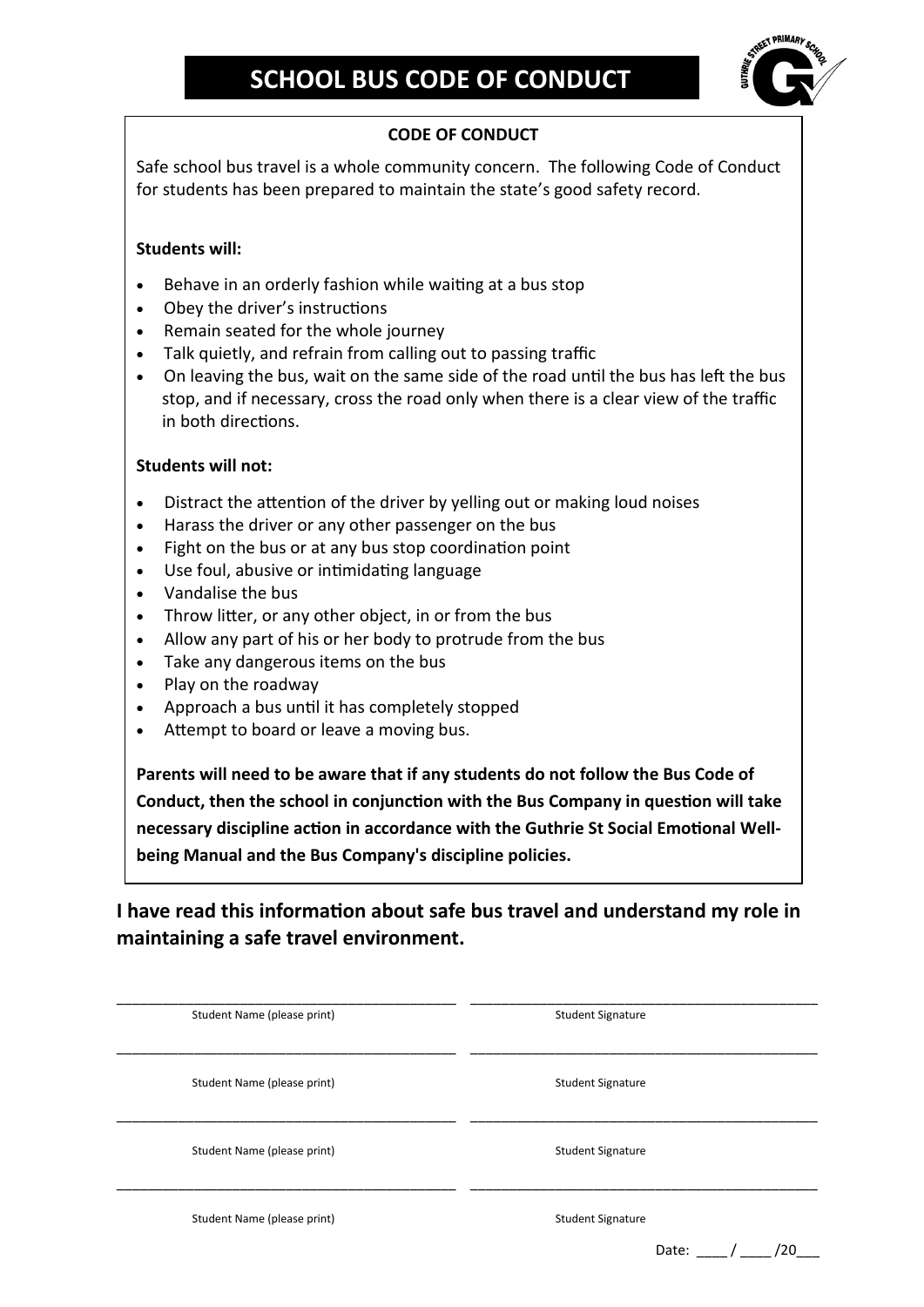# SCHOOL BUS CODE OF CONDUCT

## CODE OF CONDUCT

Safe school bus travel is a whole community concern. The following Code of Conduct for students has been prepared to maintain the state's good safety record.

**Students will:**

- Behave in an orderly fashion while waiting at a bus stop
- Obey the driver's instructions
- Remain seated for the whole journey
- Talk quietly, and refrain from calling out to passing traffic
- On leaving the bus, wait on the same side of the road until the bus has left the bus stop, and if necessary, cross the road only when there is a clear view of the traffic in both directions.

**Students will not:**

- Distract the attention of the driver by yelling out or making loud noises
- Harass the driver or any other passenger on the bus
- Fight on the bus or at any bus stop coordination point
- Use foul, abusive or intimidating language
- Vandalise the bus
- Throw litter, or any other object, in or from the bus
- Allow any part of his or her body to protrude from the bus
- Take any dangerous items on the bus
- Play on the roadway
- Approach a bus until it has completely stopped
- Attempt to board or leave a moving bus.

**Parents will need to be aware that if any students do not follow the Bus Code of Conduct, then the school in conjunction with the Bus Company in question will take necessary discipline action in accordance with the Guthrie St Social Emotional Well-being Manual and the Bus Company's discipline policies.**

**I have read this information about safe bus travel and understand my role in maintaining a safe travel environment.**

| | |
|---|---|
| ______________________________ | ______________________________ |
| Student Name (please print) | Student Signature |
| ______________________________ | ______________________________ |
| Student Name (please print) | Student Signature |
| ______________________________ | ______________________________ |
| Student Name (please print) | Student Signature |
| ______________________________ | ______________________________ |
| Student Name (please print) | Student Signature |

Date: ____ / ____ /20___